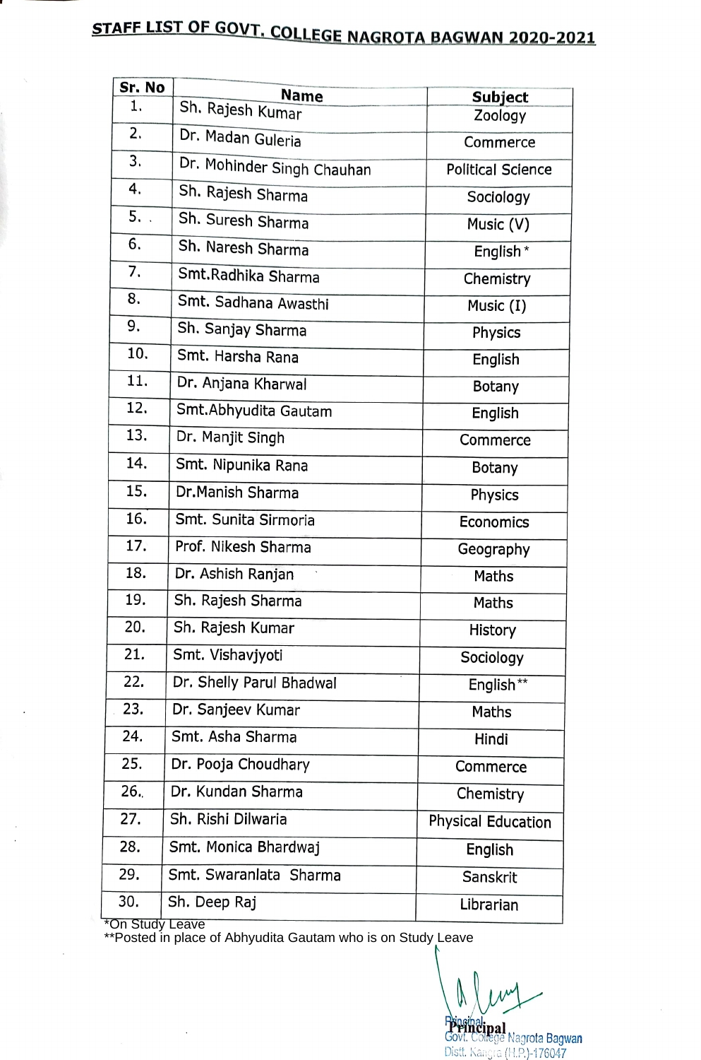# STAFF LIST OF GOVT. COLLEGE NAGROTA BAGWAN 2020-2021

| Sr. No | Name | Subject |
|---|---|---|
| 1. | Sh. Rajesh Kumar | Zoology |
| 2. | Dr. Madan Guleria | Commerce |
| 3. | Dr. Mohinder Singh Chauhan | Political Science |
| 4. | Sh. Rajesh Sharma | Sociology |
| 5. | Sh. Suresh Sharma | Music (V) |
| 6. | Sh. Naresh Sharma | English* |
| 7. | Smt.Radhika Sharma | Chemistry |
| 8. | Smt. Sadhana Awasthi | Music (I) |
| 9. | Sh. Sanjay Sharma | Physics |
| 10. | Smt. Harsha Rana | English |
| 11. | Dr. Anjana Kharwal | Botany |
| 12. | Smt.Abhyudita Gautam | English |
| 13. | Dr. Manjit Singh | Commerce |
| 14. | Smt. Nipunika Rana | Botany |
| 15. | Dr.Manish Sharma | Physics |
| 16. | Smt. Sunita Sirmoria | Economics |
| 17. | Prof. Nikesh Sharma | Geography |
| 18. | Dr. Ashish Ranjan | Maths |
| 19. | Sh. Rajesh Sharma | Maths |
| 20. | Sh. Rajesh Kumar | History |
| 21. | Smt. Vishavjyoti | Sociology |
| 22. | Dr. Shelly Parul Bhadwal | English** |
| 23. | Dr. Sanjeev Kumar | Maths |
| 24. | Smt. Asha Sharma | Hindi |
| 25. | Dr. Pooja Choudhary | Commerce |
| 26. | Dr. Kundan Sharma | Chemistry |
| 27. | Sh. Rishi Dilwaria | Physical Education |
| 28. | Smt. Monica Bhardwaj | English |
| 29. | Smt. Swaranlata Sharma | Sanskrit |
| 30. | Sh. Deep Raj | Librarian |

*On Study Leave
**Posted in place of Abhyudita Gautam who is on Study Leave

Principal
Principal
Govt. College Nagrota Bagwan
Distt. Kangra (H.P.)-176047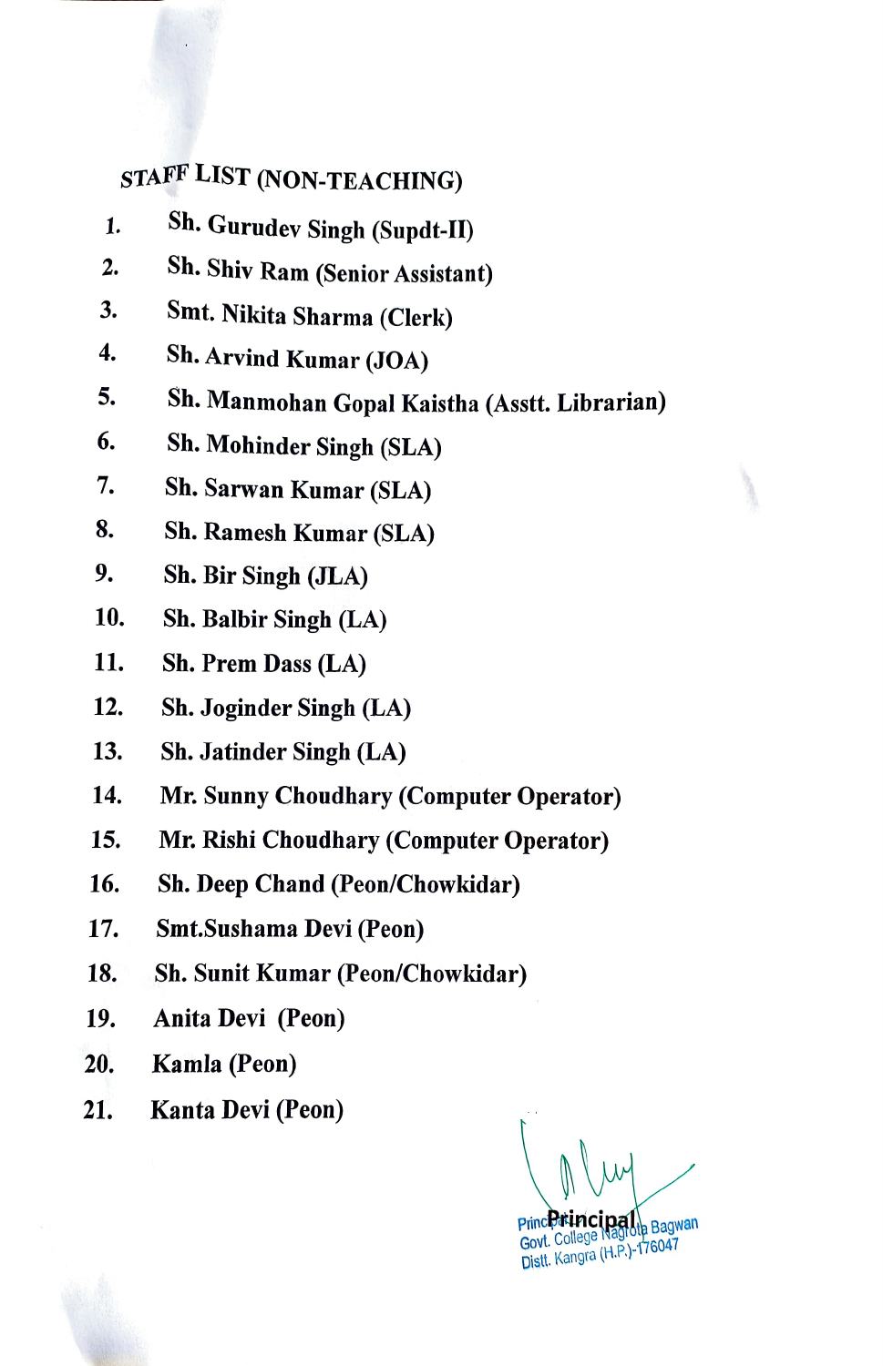STAFF LIST (NON-TEACHING)

1. Sh. Gurudev Singh (Supdt-II)
2. Sh. Shiv Ram (Senior Assistant)
3. Smt. Nikita Sharma (Clerk)
4. Sh. Arvind Kumar (JOA)
5. Sh. Manmohan Gopal Kaistha (Asstt. Librarian)
6. Sh. Mohinder Singh (SLA)
7. Sh. Sarwan Kumar (SLA)
8. Sh. Ramesh Kumar (SLA)
9. Sh. Bir Singh (JLA)
10. Sh. Balbir Singh (LA)
11. Sh. Prem Dass (LA)
12. Sh. Joginder Singh (LA)
13. Sh. Jatinder Singh (LA)
14. Mr. Sunny Choudhary (Computer Operator)
15. Mr. Rishi Choudhary (Computer Operator)
16. Sh. Deep Chand (Peon/Chowkidar)
17. Smt.Sushama Devi (Peon)
18. Sh. Sunit Kumar (Peon/Chowkidar)
19. Anita Devi (Peon)
20. Kamla (Peon)
21. Kanta Devi (Peon)

Principal
Principal
Govt. College Nagrota Bagwan
Distt. Kangra (H.P.)-176047